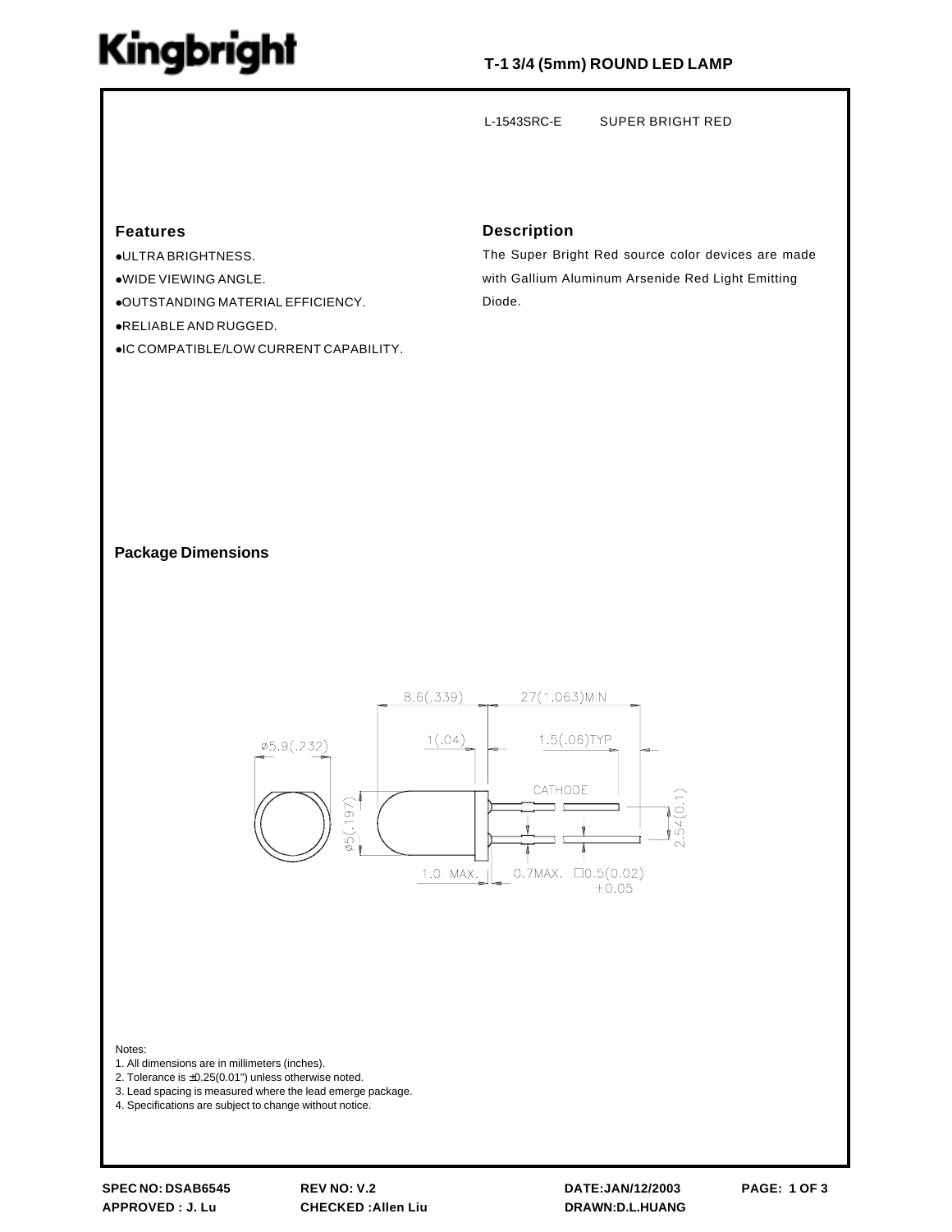Kingbright

# T-1 3/4 (5mm) ROUND LED LAMP

L-1543SRC-E SUPER BRIGHT RED

## Features

- ULTRA BRIGHTNESS.
- WIDE VIEWING ANGLE.
- OUTSTANDING MATERIAL EFFICIENCY.
- RELIABLE AND RUGGED.
- IC COMPATIBLE/LOW CURRENT CAPABILITY.

## Description

The Super Bright Red source color devices are made with Gallium Aluminum Arsenide Red Light Emitting Diode.

## Package Dimensions

Notes:
1. All dimensions are in millimeters (inches).
2. Tolerance is ±0.25(0.01") unless otherwise noted.
3. Lead spacing is measured where the lead emerge package.
4. Specifications are subject to change without notice.

SPEC NO: DSAB6545 REV NO: V.2 DATE:JAN/12/2003
APPROVED : J. Lu CHECKED :Allen Liu DRAWN:D.L.HUANG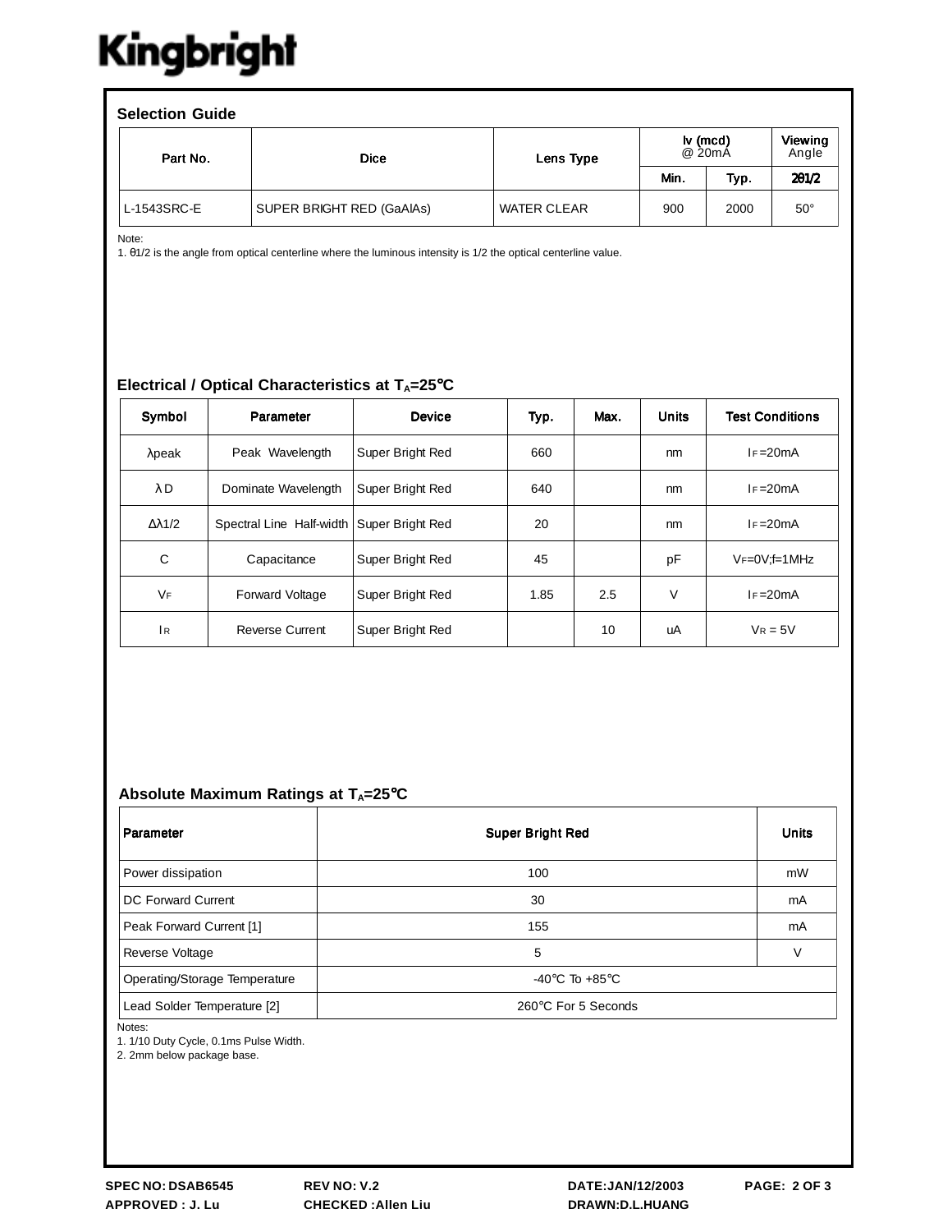## Selection Guide

| Part No. | Dice | Lens Type | Iv (mcd) @ 20mA | | Viewing Angle |
|---|---|---|---|---|---|
| | | | Min. | Typ. | 2θ1/2 |
| L-1543SRC-E | SUPER BRIGHT RED (GaAlAs) | WATER CLEAR | 900 | 2000 | 50° |

Note:
1. θ1/2 is the angle from optical centerline where the luminous intensity is 1/2 the optical centerline value.

## Electrical / Optical Characteristics at $T_A$=25°C

| Symbol | Parameter | Device | Typ. | Max. | Units | Test Conditions |
|---|---|---|---|---|---|---|
| λpeak | Peak Wavelength | Super Bright Red | 660 | | nm | $I_F$=20mA |
| λD | Dominate Wavelength | Super Bright Red | 640 | | nm | $I_F$=20mA |
| Δλ1/2 | Spectral Line Half-width | Super Bright Red | 20 | | nm | $I_F$=20mA |
| C | Capacitance | Super Bright Red | 45 | | pF | $V_F$=0V;f=1MHz |
| $V_F$ | Forward Voltage | Super Bright Red | 1.85 | 2.5 | V | $I_F$=20mA |
| $I_R$ | Reverse Current | Super Bright Red | | 10 | uA | $V_R$ = 5V |

## Absolute Maximum Ratings at $T_A$=25°C

| Parameter | Super Bright Red | Units |
|---|---|---|
| Power dissipation | 100 | mW |
| DC Forward Current | 30 | mA |
| Peak Forward Current [1] | 155 | mA |
| Reverse Voltage | 5 | V |
| Operating/Storage Temperature | -40°C To +85°C | |
| Lead Solder Temperature [2] | 260°C For 5 Seconds | |

Notes:
1. 1/10 Duty Cycle, 0.1ms Pulse Width.
2. 2mm below package base.

SPEC NO: DSAB6545 REV NO: V.2 DATE:JAN/12/2003
APPROVED : J. Lu CHECKED :Allen Liu DRAWN:D.L.HUANG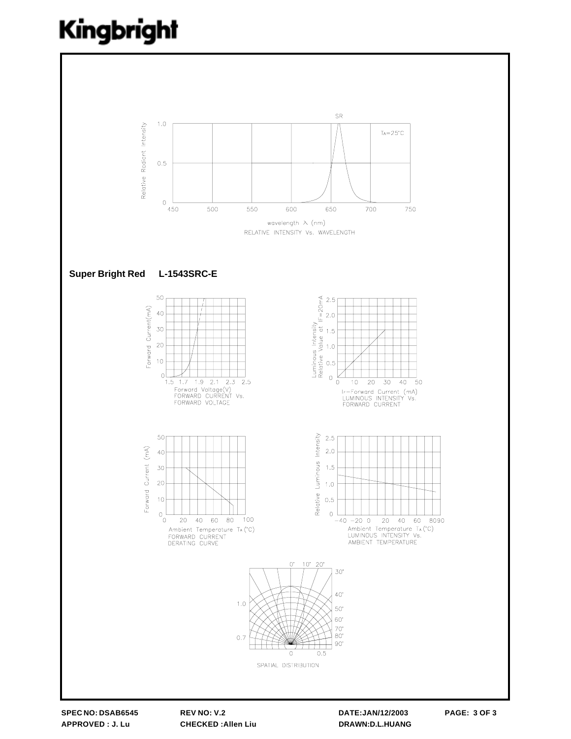SR

1.0

0.5

0

Relative Radiant Intensity

$T_A=25°C$

450 500 550 600 650 700 750

wavelength λ (nm)

RELATIVE INTENSITY Vs. WAVELENGTH

**Super Bright Red L-1543SRC-E**

50 40 30 20 10 0

Forward Current(mA)

1.5 1.7 1.9 2.1 2.3 2.5

Forward Voltage(V)

FORWARD CURRENT Vs. FORWARD VOLTAGE

2.5 2.0 1.5 1.0 0.5 0

Luminous Intensity Relative Value at IF=20mA

0 10 20 30 40 50

IF-Forward Current (mA)

LUMINOUS INTENSITY Vs. FORWARD CURRENT

50 40 30 20 10 0

Forward Current (mA)

0 20 40 60 80 100

Ambient Temperature $T_A$(°C)

FORWARD CURRENT DERATING CURVE

2.5 2.0 1.5 1.0 0.5 0

Relative Luminous Intensity

-40 -20 0 20 40 60 80 90

Ambient Temperature $T_A$(°C)

LUMINOUS INTENSITY Vs. AMBIENT TEMPERATURE

0° 10° 20° 30° 40° 50° 60° 70° 80° 90°

1.0

0.7

0 0.5

SPATIAL DISTRIBUTION

**SPEC NO: DSAB6545** **REV NO: V.2** **DATE:JAN/12/2003**

**APPROVED : J. Lu** **CHECKED :Allen Liu** **DRAWN:D.L.HUANG**